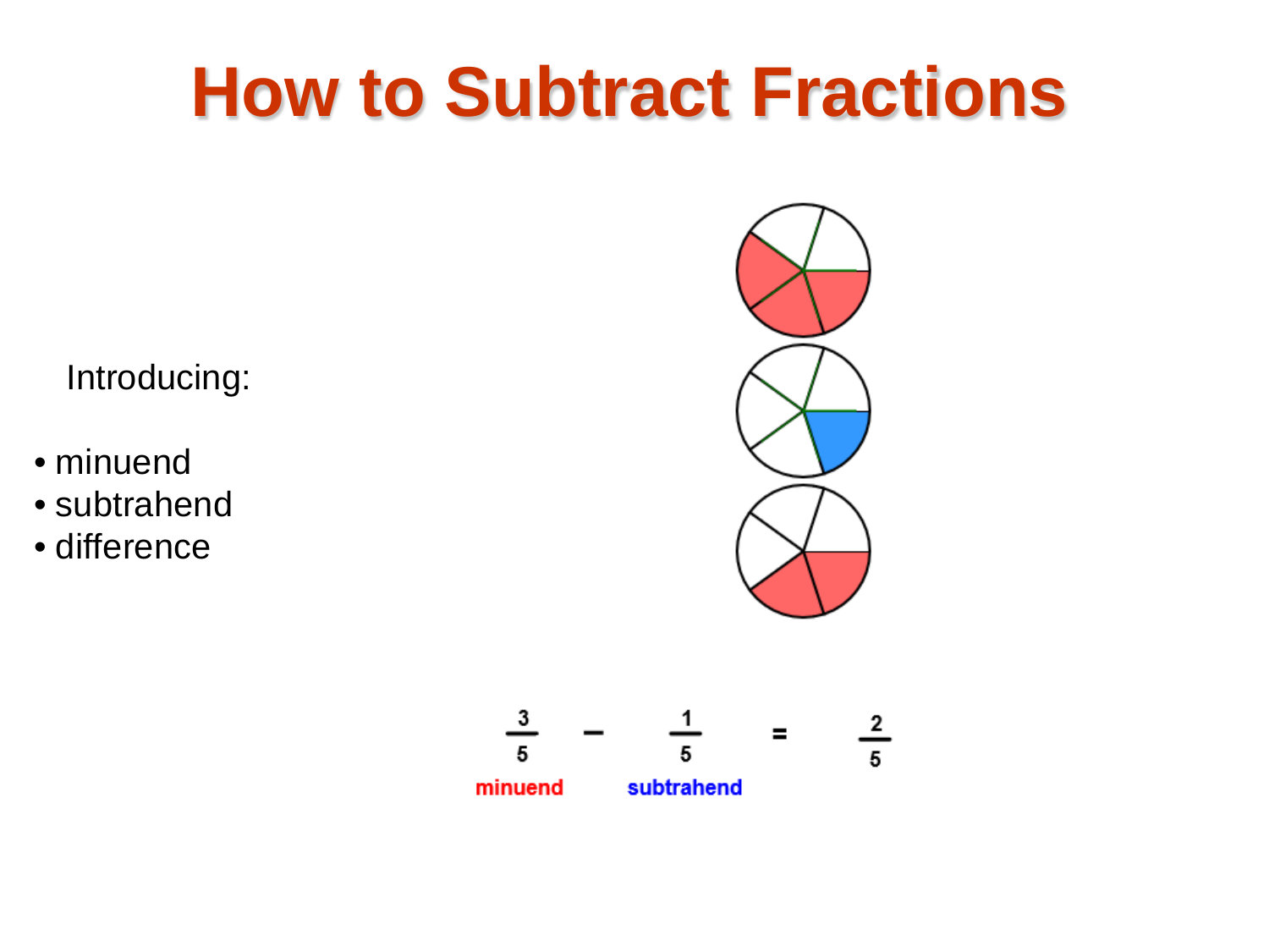# How to Subtract Fractions

Introducing:

- minuend
- subtrahend
- difference

$$\frac{3}{5} - \frac{1}{5} = \frac{2}{5}$$

minuend subtrahend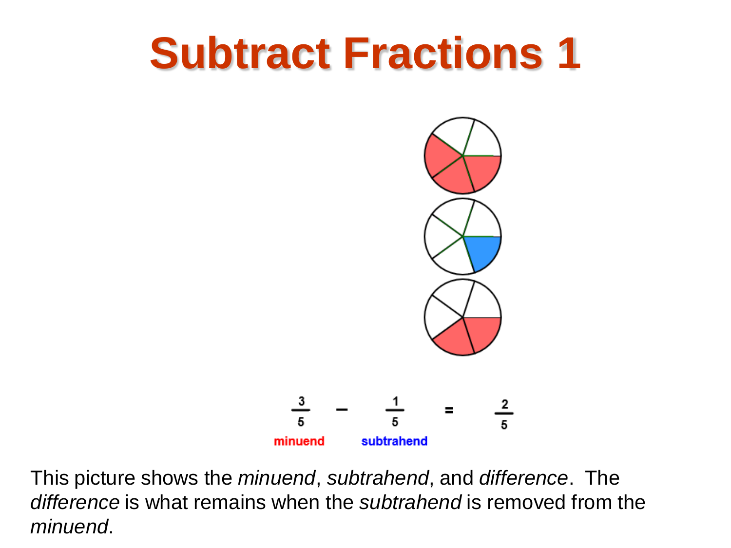# Subtract Fractions 1

$$\frac{3}{5} - \frac{1}{5} = \frac{2}{5}$$

minuend subtrahend

This picture shows the *minuend*, *subtrahend*, and *difference*. The *difference* is what remains when the *subtrahend* is removed from the *minuend*.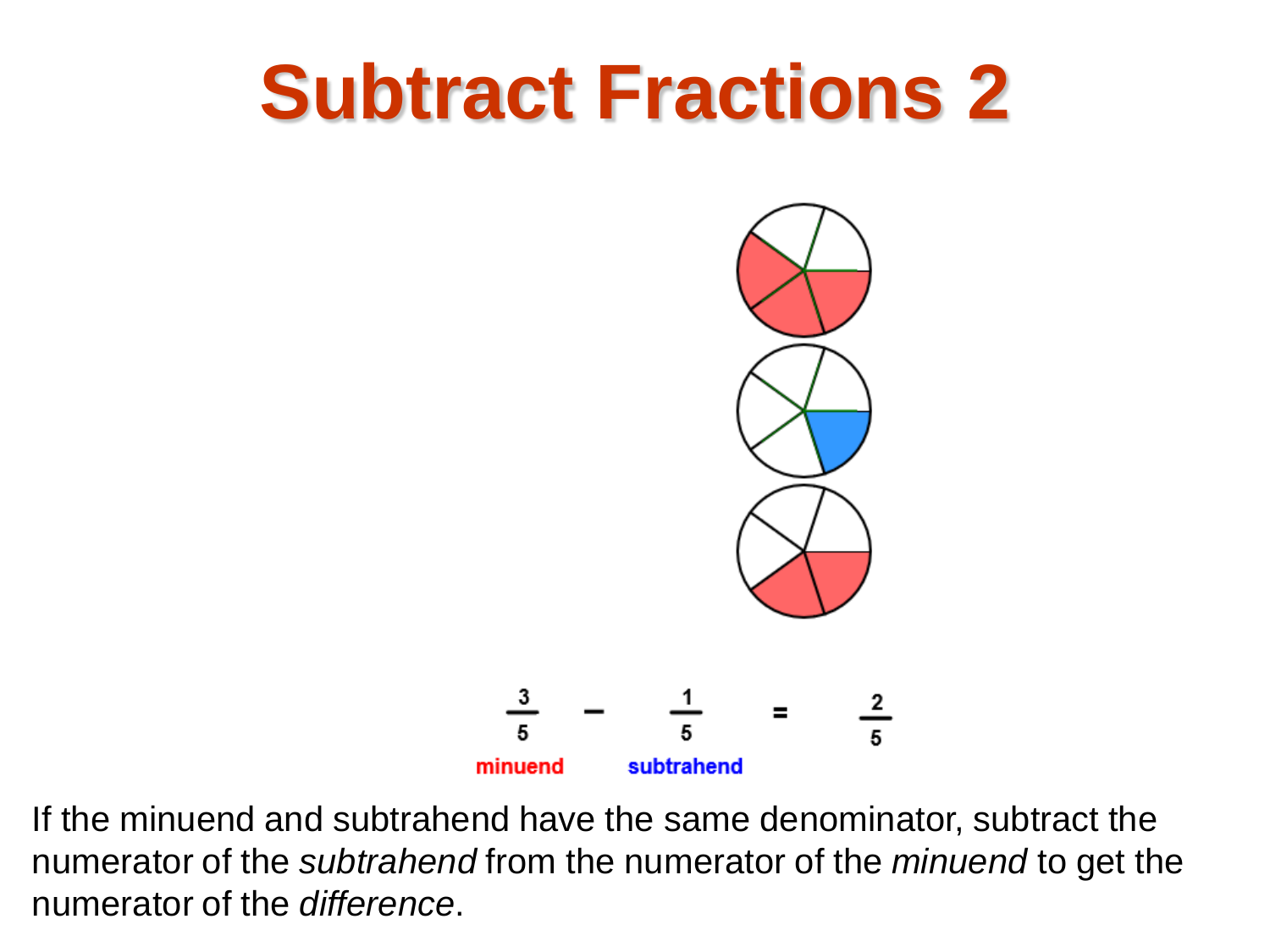# Subtract Fractions 2

$$\frac{3}{5} - \frac{1}{5} = \frac{2}{5}$$

minuend subtrahend

If the minuend and subtrahend have the same denominator, subtract the numerator of the *subtrahend* from the numerator of the *minuend* to get the numerator of the *difference*.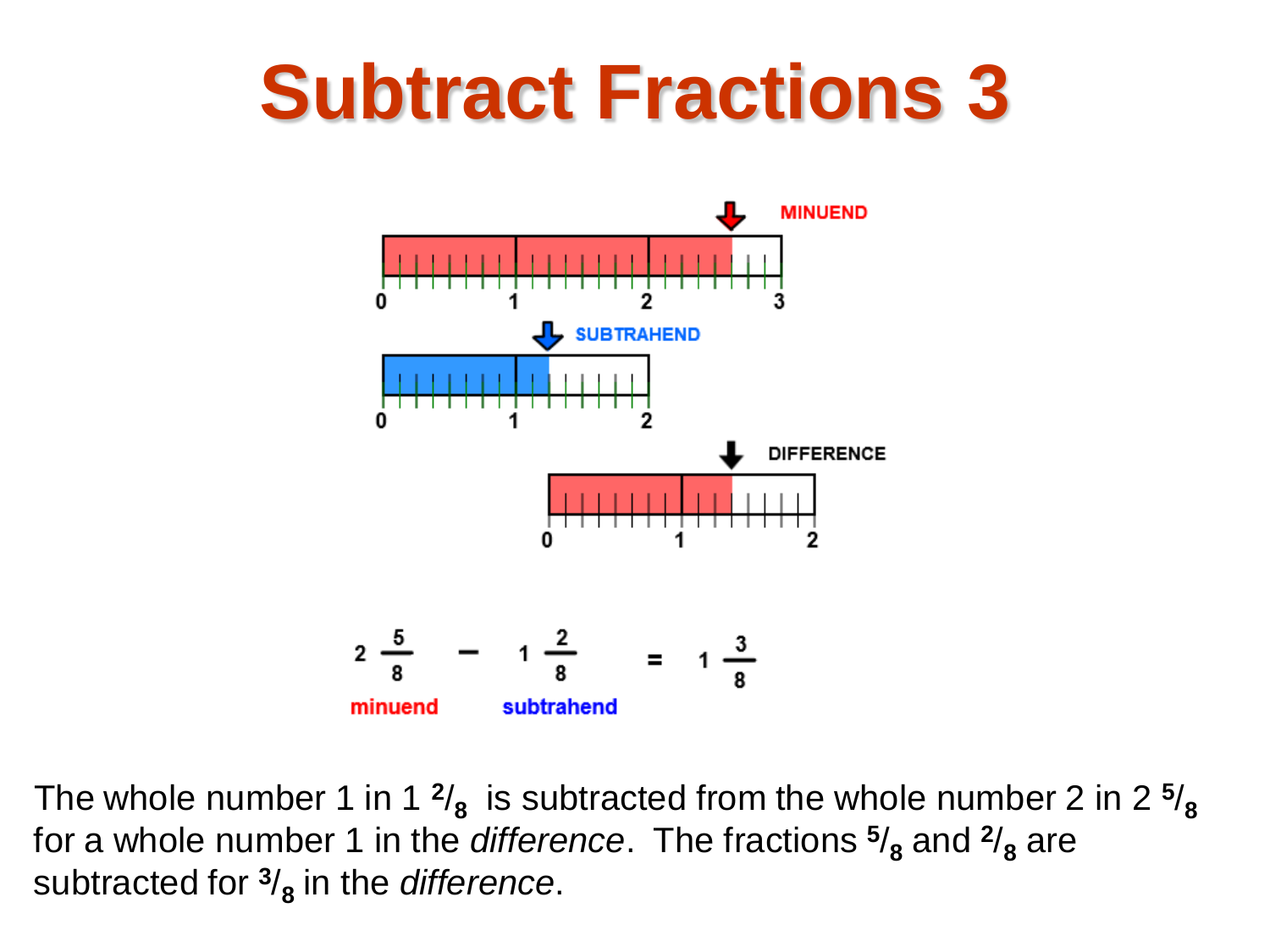# Subtract Fractions 3

MINUEND

SUBTRAHEND

DIFFERENCE

$$2\frac{5}{8} - 1\frac{2}{8} = 1\frac{3}{8}$$

minuend subtrahend

The whole number 1 in 1 $^2/_8$ is subtracted from the whole number 2 in 2 $^5/_8$ for a whole number 1 in the *difference*. The fractions $^5/_8$ and $^2/_8$ are subtracted for $^3/_8$ in the *difference*.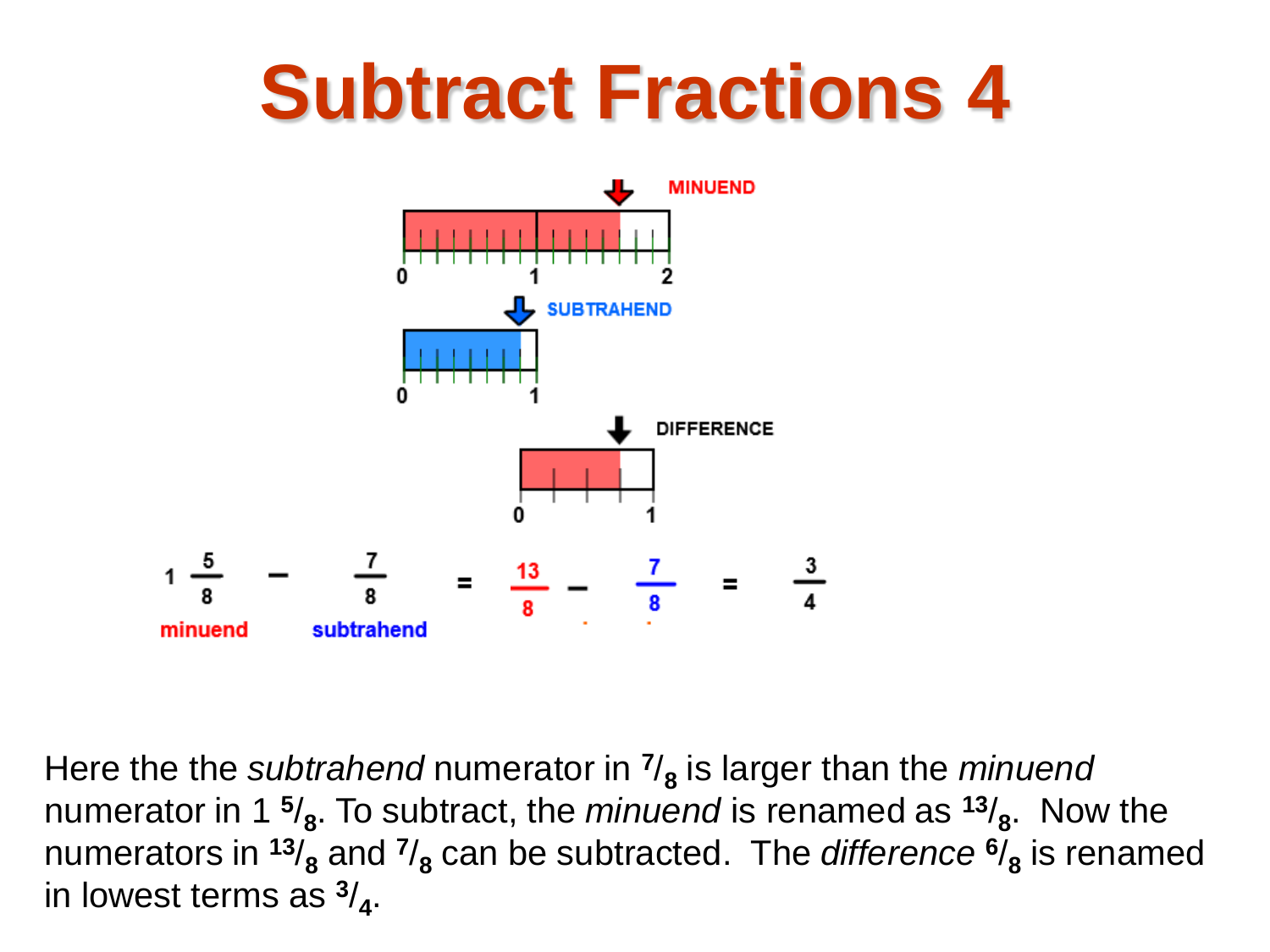# Subtract Fractions 4

MINUEND

SUBTRAHEND

DIFFERENCE

$$1\frac{5}{8} - \frac{7}{8} = \frac{13}{8} - \frac{7}{8} = \frac{3}{4}$$

minuend subtrahend

Here the the *subtrahend* numerator in $^7/_8$ is larger than the *minuend* numerator in 1 $^5/_8$. To subtract, the *minuend* is renamed as $^{13}/_8$. Now the numerators in $^{13}/_8$ and $^7/_8$ can be subtracted. The *difference* $^6/_8$ is renamed in lowest terms as $^3/_4$.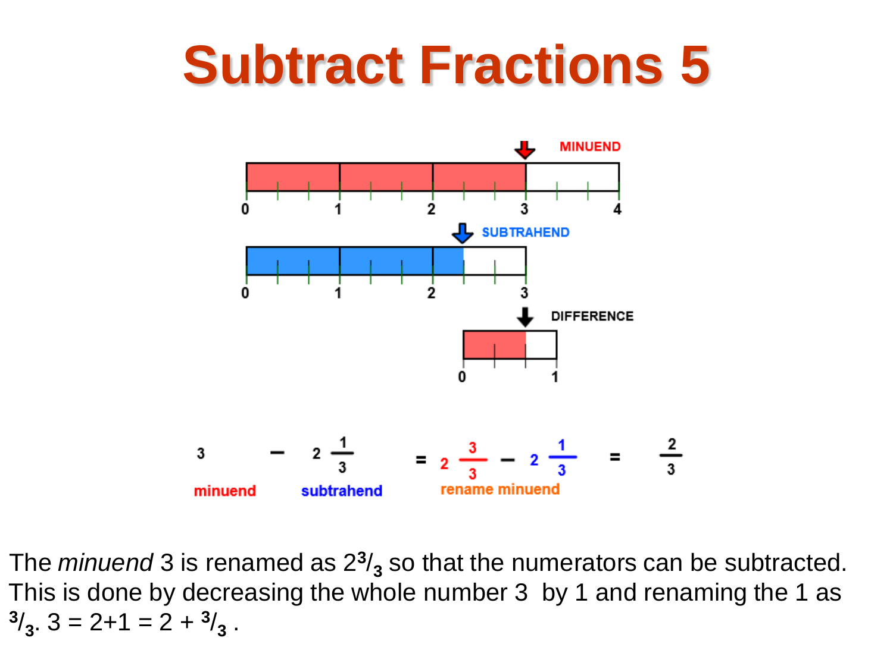# Subtract Fractions 5

MINUEND

SUBTRAHEND

DIFFERENCE

$$3 - 2\frac{1}{3} = 2\frac{3}{3} - 2\frac{1}{3} = \frac{2}{3}$$

minuend subtrahend rename minuend

The *minuend* 3 is renamed as $2^3/_3$ so that the numerators can be subtracted. This is done by decreasing the whole number 3 by 1 and renaming the 1 as $^3/_3$. $3 = 2+1 = 2 + {^3/_3}$ .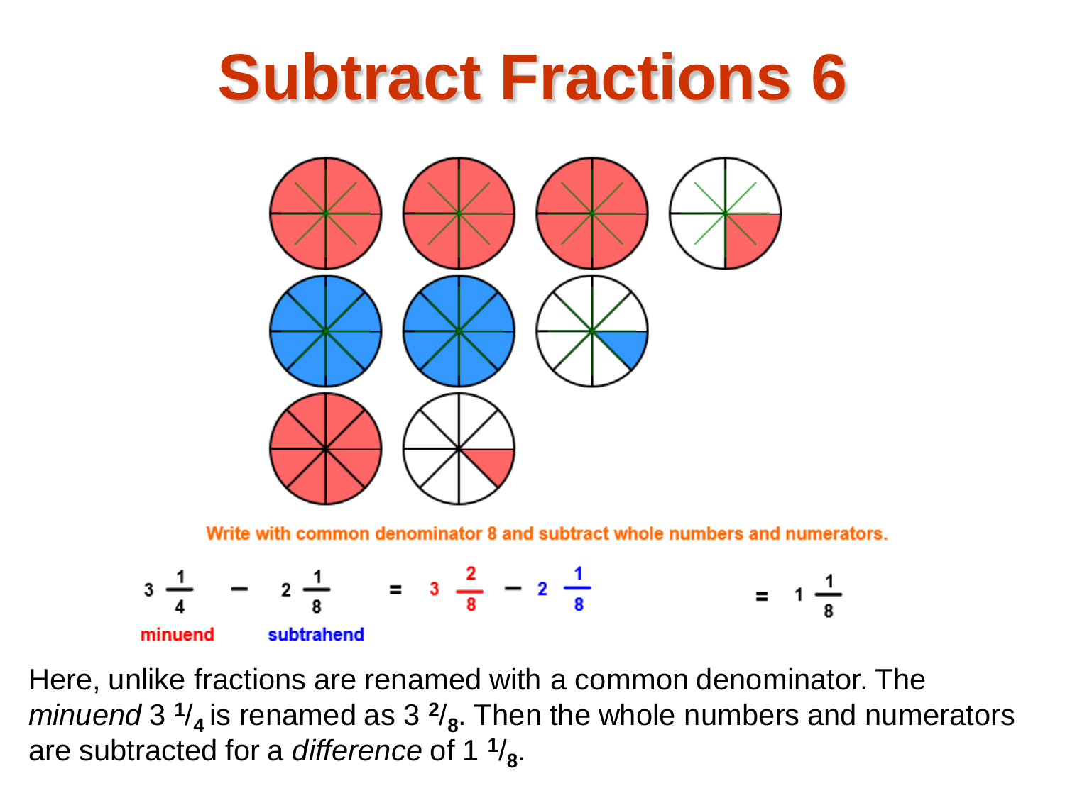# Subtract Fractions 6

Write with common denominator 8 and subtract whole numbers and numerators.

$$3\frac{1}{4} - 2\frac{1}{8} = 3\frac{2}{8} - 2\frac{1}{8} = 1\frac{1}{8}$$

minuend subtrahend

Here, unlike fractions are renamed with a common denominator. The *minuend* $3\ {}^{1}/_{4}$ is renamed as $3\ {}^{2}/_{8}$. Then the whole numbers and numerators are subtracted for a *difference* of $1\ {}^{1}/_{8}$.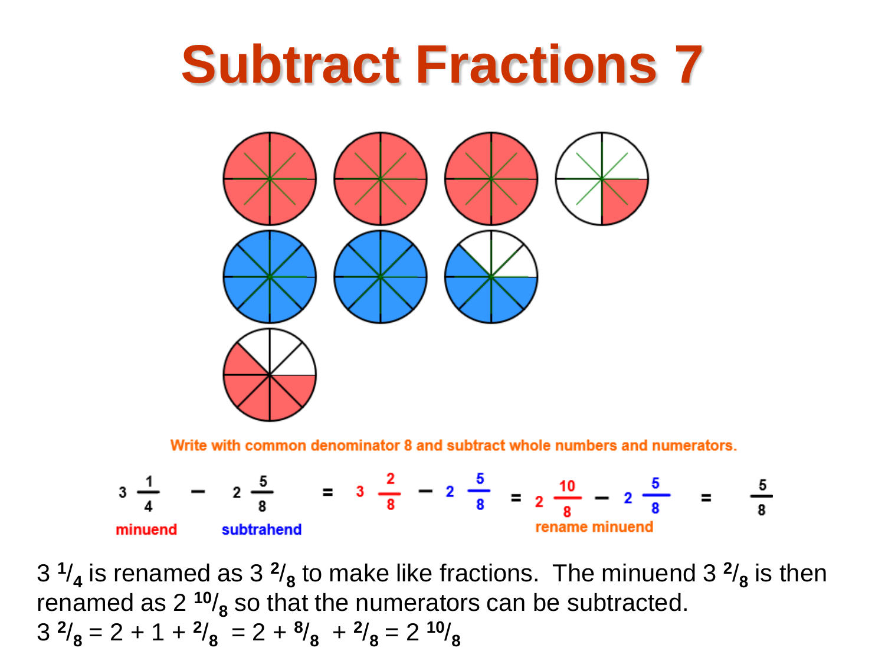# Subtract Fractions 7

Write with common denominator 8 and subtract whole numbers and numerators.

$$3\frac{1}{4} - 2\frac{5}{8} = 3\frac{2}{8} - 2\frac{5}{8} = 2\frac{10}{8} - 2\frac{5}{8} = \frac{5}{8}$$

minuend subtrahend rename minuend

$3\ ^{1}/_{4}$ is renamed as $3\ ^{2}/_{8}$ to make like fractions. The minuend $3\ ^{2}/_{8}$ is then renamed as $2\ ^{10}/_{8}$ so that the numerators can be subtracted.

$3\ ^{2}/_{8} = 2 + 1 + {}^{2}/_{8} = 2 + {}^{8}/_{8} + {}^{2}/_{8} = 2\ ^{10}/_{8}$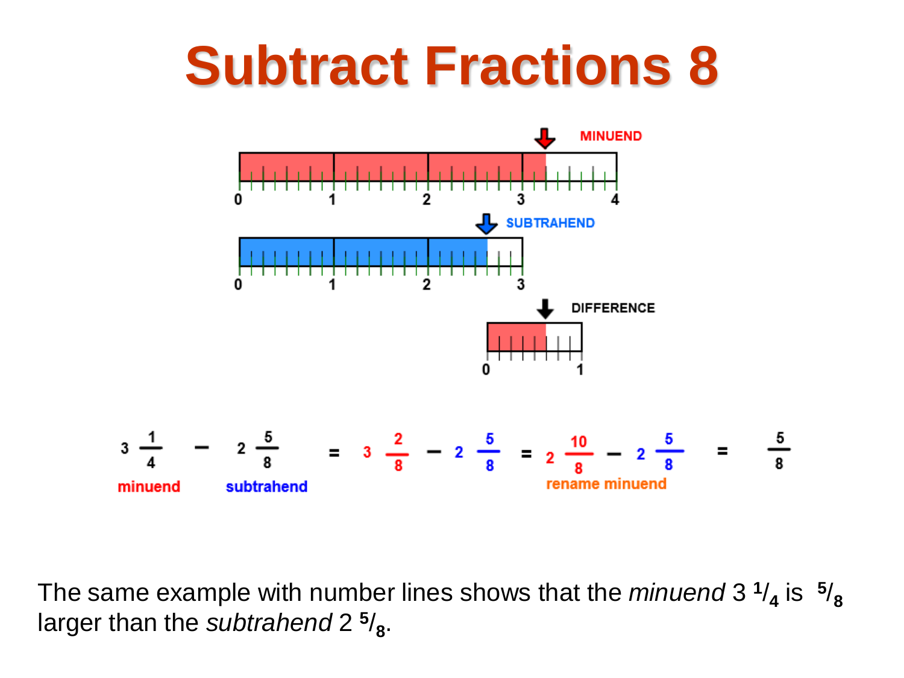# Subtract Fractions 8

MINUEND

SUBTRAHEND

DIFFERENCE

$$3\frac{1}{4} - 2\frac{5}{8} = 3\frac{2}{8} - 2\frac{5}{8} = 2\frac{10}{8} - 2\frac{5}{8} = \frac{5}{8}$$

minuend subtrahend rename minuend

The same example with number lines shows that the *minuend* 3 $^{1}/_{4}$ is $^{5}/_{8}$ larger than the *subtrahend* 2 $^{5}/_{8}$.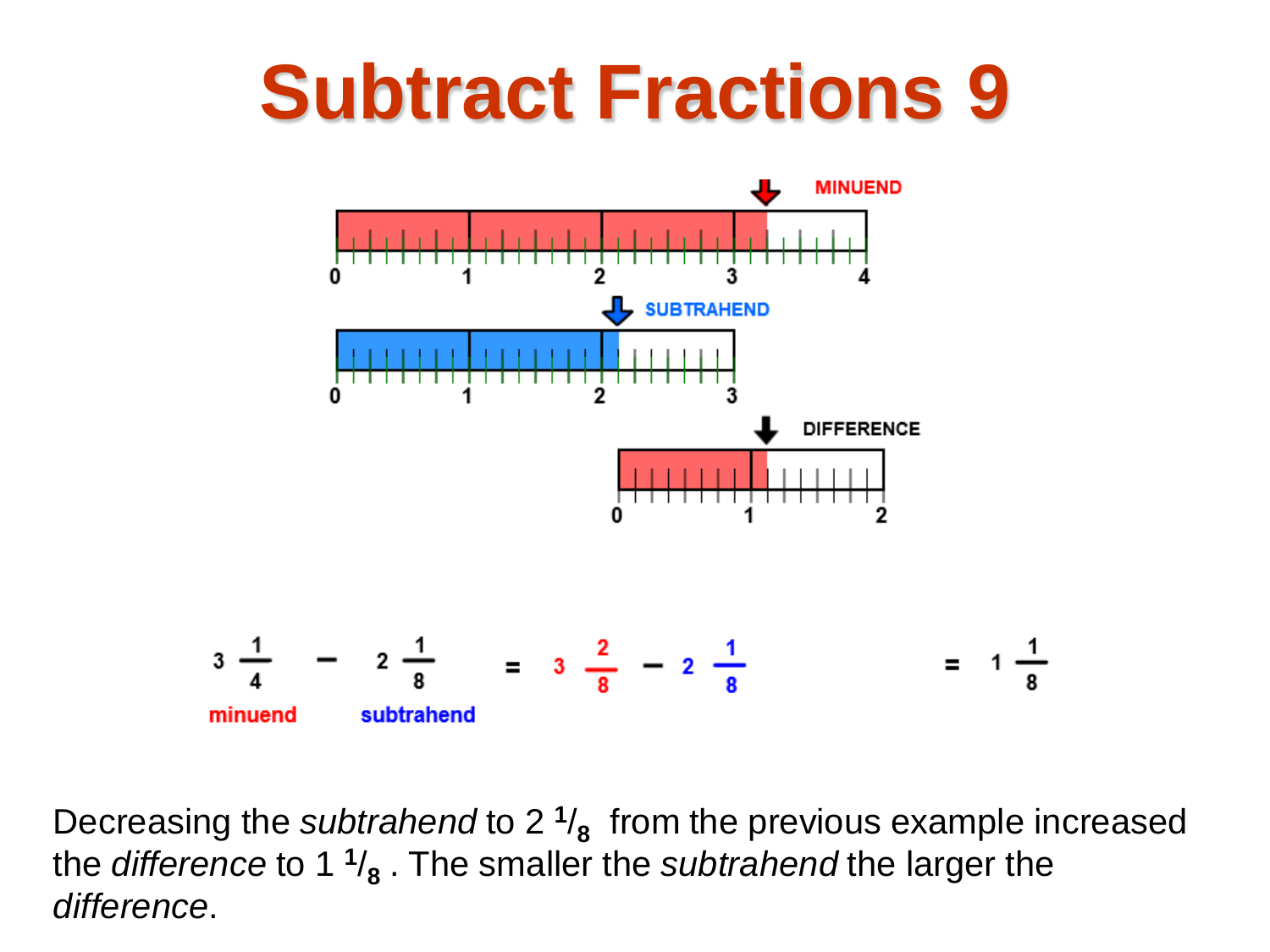# Subtract Fractions 9

MINUEND

SUBTRAHEND

DIFFERENCE

$$3\,\frac{1}{4} - 2\,\frac{1}{8} = 3\,\frac{2}{8} - 2\,\frac{1}{8} = 1\,\frac{1}{8}$$

minuend subtrahend

Decreasing the *subtrahend* to $2\,{}^{1}/_{8}$ from the previous example increased the *difference* to $1\,{}^{1}/_{8}$ . The smaller the *subtrahend* the larger the *difference*.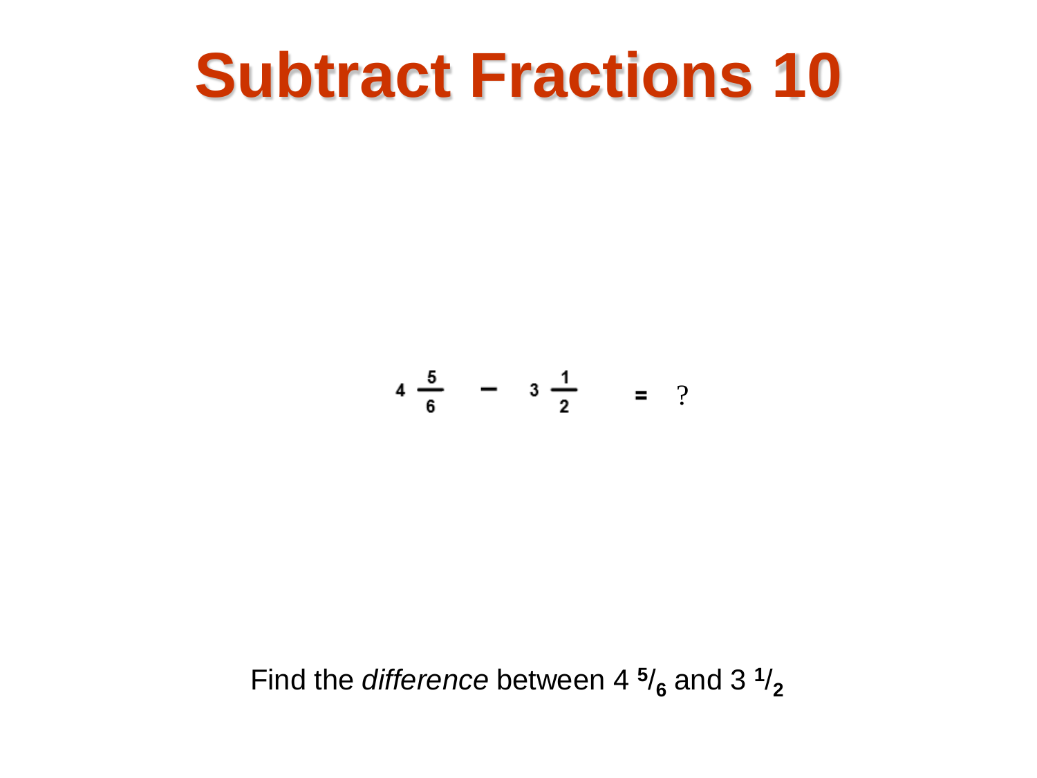# Subtract Fractions 10

$$4\frac{5}{6} - 3\frac{1}{2} = ?$$

Find the *difference* between 4 $^{5}/_{6}$ and 3 $^{1}/_{2}$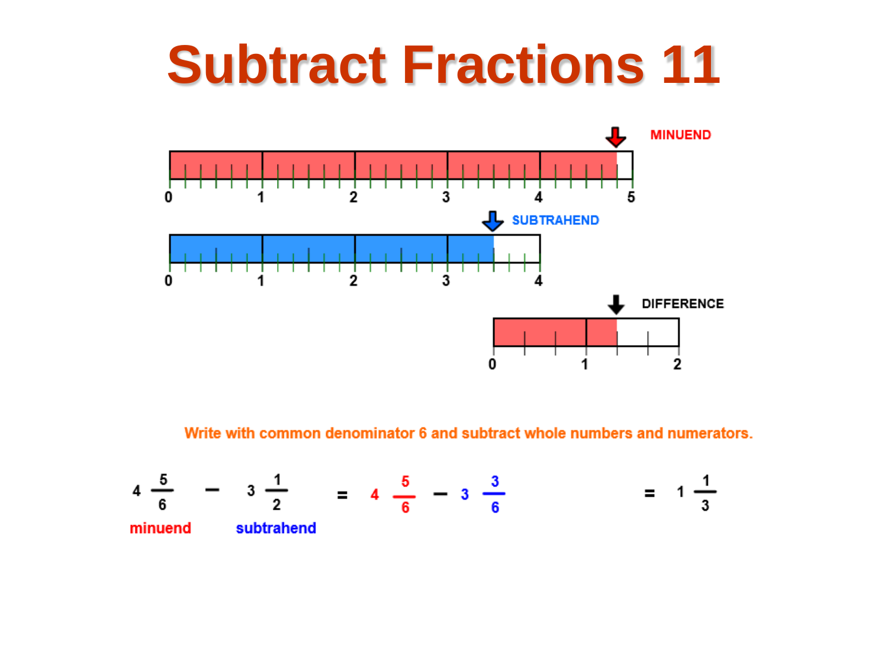# Subtract Fractions 11

MINUEND

0 1 2 3 4 5

SUBTRAHEND

0 1 2 3 4

DIFFERENCE

0 1 2

Write with common denominator 6 and subtract whole numbers and numerators.

$$4\frac{5}{6} - 3\frac{1}{2} = 4\frac{5}{6} - 3\frac{3}{6} = 1\frac{1}{3}$$

minuend subtrahend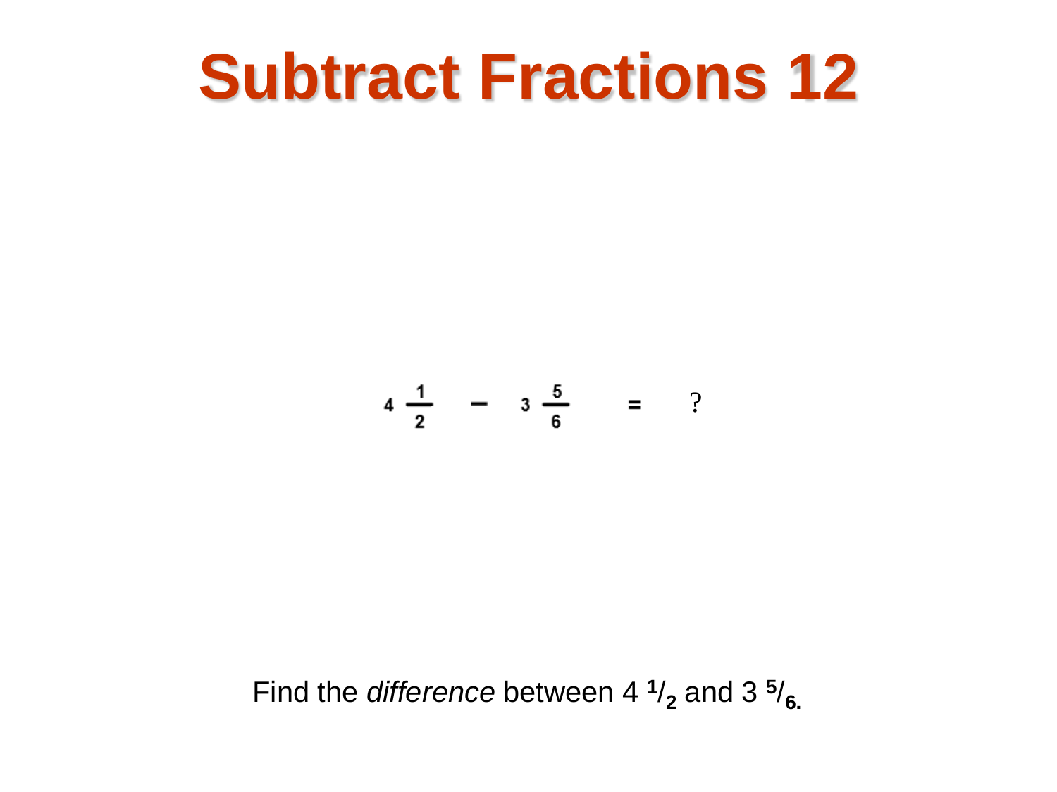# Subtract Fractions 12

$$4\frac{1}{2} - 3\frac{5}{6} = ?$$

Find the *difference* between $4\ ^{1}/_{2}$ and $3\ ^{5}/_{6}$.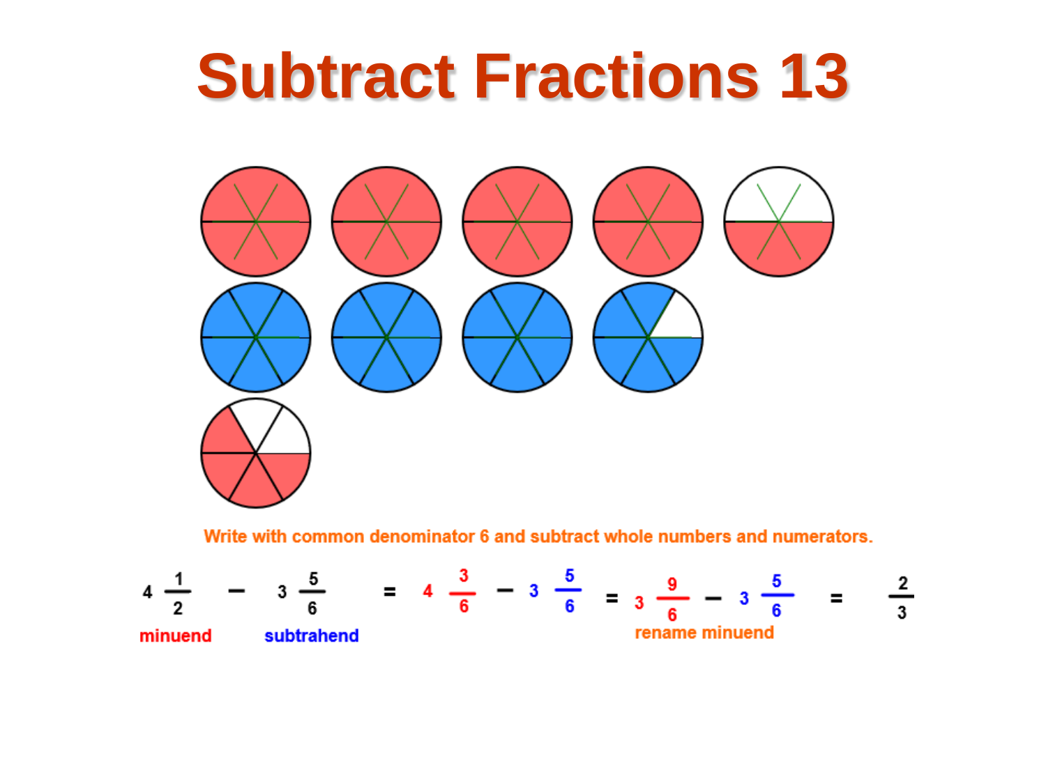# Subtract Fractions 13

Write with common denominator 6 and subtract whole numbers and numerators.

$$4\frac{1}{2} - 3\frac{5}{6} = 4\frac{3}{6} - 3\frac{5}{6} = 3\frac{9}{6} - 3\frac{5}{6} = \frac{2}{3}$$

minuend

subtrahend

rename minuend